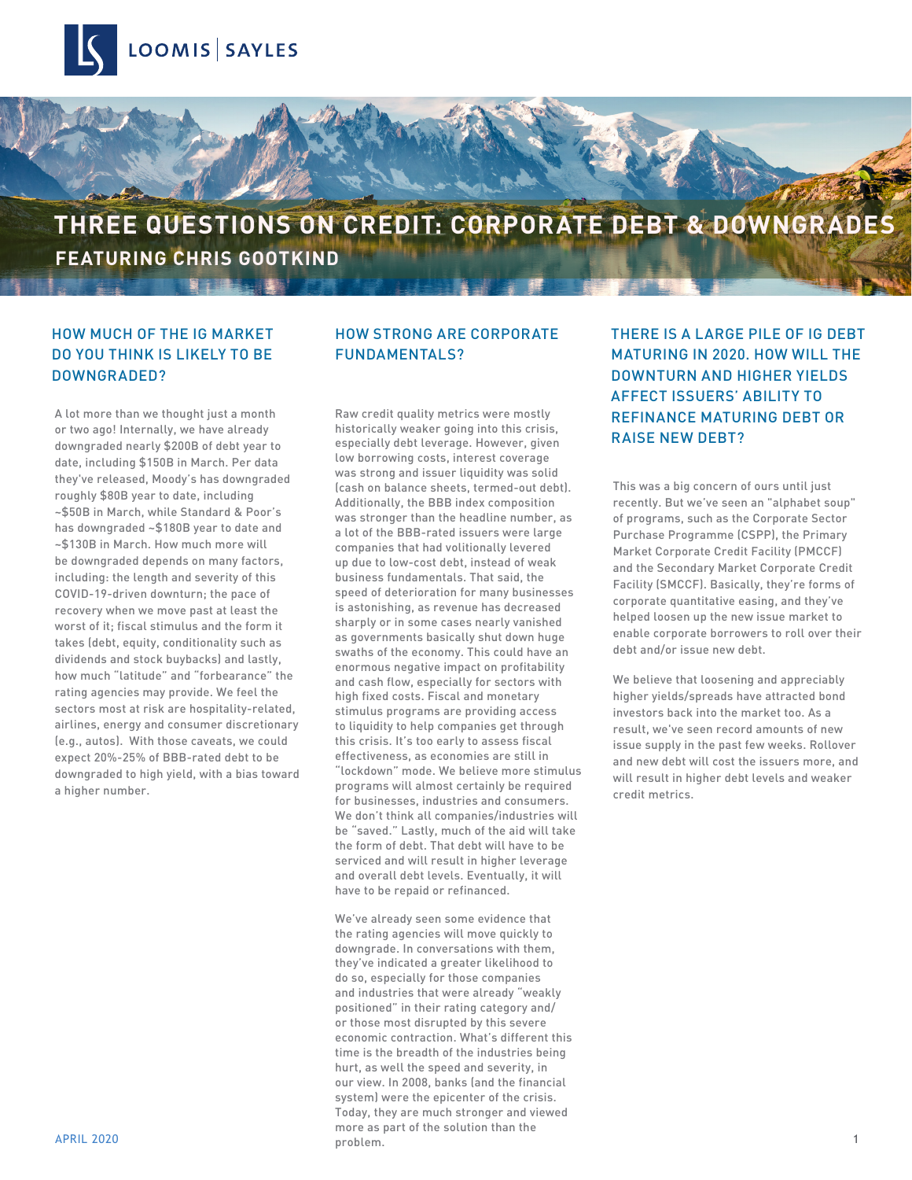# THREE QUESTIONS ON CREDIT: CORPORATE DEBT & DOWNGRADES

## FEATURING CHRIS GOOTKIND

### HOW MUCH OF THE IG MARKET DO YOU THINK IS LIKELY TO BE DOWNGRADED?

A lot more than we thought just a month or two ago! Internally, we have already downgraded nearly $200B of debt year to date, including $150B in March. Per data they've released, Moody's has downgraded roughly $80B year to date, including ~$50B in March, while Standard & Poor's has downgraded ~$180B year to date and ~$130B in March. How much more will be downgraded depends on many factors, including: the length and severity of this COVID-19-driven downturn; the pace of recovery when we move past at least the worst of it; fiscal stimulus and the form it takes (debt, equity, conditionality such as dividends and stock buybacks) and lastly, how much "latitude" and "forbearance" the rating agencies may provide. We feel the sectors most at risk are hospitality-related, airlines, energy and consumer discretionary (e.g., autos). With those caveats, we could expect 20%-25% of BBB-rated debt to be downgraded to high yield, with a bias toward a higher number.

### HOW STRONG ARE CORPORATE FUNDAMENTALS?

Raw credit quality metrics were mostly historically weaker going into this crisis, especially debt leverage. However, given low borrowing costs, interest coverage was strong and issuer liquidity was solid (cash on balance sheets, termed-out debt). Additionally, the BBB index composition was stronger than the headline number, as a lot of the BBB-rated issuers were large companies that had volitionally levered up due to low-cost debt, instead of weak business fundamentals. That said, the speed of deterioration for many businesses is astonishing, as revenue has decreased sharply or in some cases nearly vanished as governments basically shut down huge swaths of the economy. This could have an enormous negative impact on profitability and cash flow, especially for sectors with high fixed costs. Fiscal and monetary stimulus programs are providing access to liquidity to help companies get through this crisis. It's too early to assess fiscal effectiveness, as economies are still in "lockdown" mode. We believe more stimulus programs will almost certainly be required for businesses, industries and consumers. We don't think all companies/industries will be "saved." Lastly, much of the aid will take the form of debt. That debt will have to be serviced and will result in higher leverage and overall debt levels. Eventually, it will have to be repaid or refinanced.

We've already seen some evidence that the rating agencies will move quickly to downgrade. In conversations with them, they've indicated a greater likelihood to do so, especially for those companies and industries that were already "weakly positioned" in their rating category and/or those most disrupted by this severe economic contraction. What's different this time is the breadth of the industries being hurt, as well the speed and severity, in our view. In 2008, banks (and the financial system) were the epicenter of the crisis. Today, they are much stronger and viewed more as part of the solution than the problem.

### THERE IS A LARGE PILE OF IG DEBT MATURING IN 2020. HOW WILL THE DOWNTURN AND HIGHER YIELDS AFFECT ISSUERS' ABILITY TO REFINANCE MATURING DEBT OR RAISE NEW DEBT?

This was a big concern of ours until just recently. But we've seen an "alphabet soup" of programs, such as the Corporate Sector Purchase Programme (CSPP), the Primary Market Corporate Credit Facility (PMCCF) and the Secondary Market Corporate Credit Facility (SMCCF). Basically, they're forms of corporate quantitative easing, and they've helped loosen up the new issue market to enable corporate borrowers to roll over their debt and/or issue new debt.

We believe that loosening and appreciably higher yields/spreads have attracted bond investors back into the market too. As a result, we've seen record amounts of new issue supply in the past few weeks. Rollover and new debt will cost the issuers more, and will result in higher debt levels and weaker credit metrics.

APRIL 2020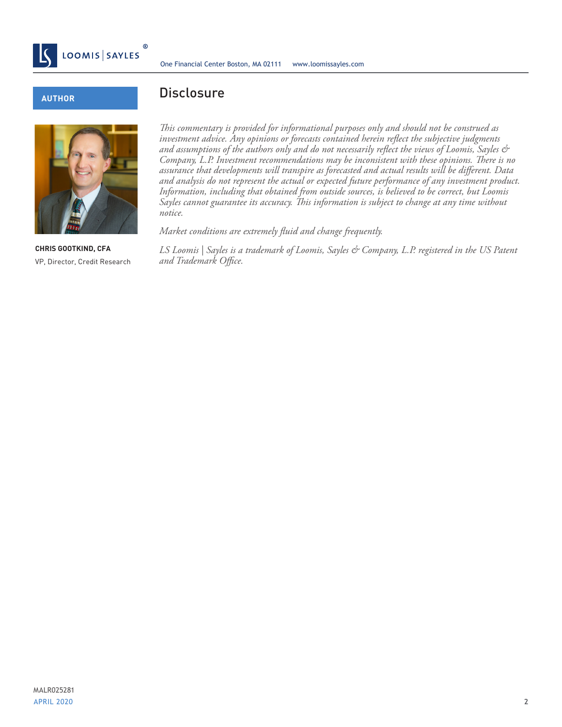**AUTHOR**

**CHRIS GOOTKIND, CFA**
VP, Director, Credit Research

# Disclosure

*This commentary is provided for informational purposes only and should not be construed as investment advice. Any opinions or forecasts contained herein reflect the subjective judgments and assumptions of the authors only and do not necessarily reflect the views of Loomis, Sayles & Company, L.P. Investment recommendations may be inconsistent with these opinions. There is no assurance that developments will transpire as forecasted and actual results will be different. Data and analysis do not represent the actual or expected future performance of any investment product. Information, including that obtained from outside sources, is believed to be correct, but Loomis Sayles cannot guarantee its accuracy. This information is subject to change at any time without notice.*

*Market conditions are extremely fluid and change frequently.*

*LS Loomis | Sayles is a trademark of Loomis, Sayles & Company, L.P. registered in the US Patent and Trademark Office.*

MALR025281
APRIL 2020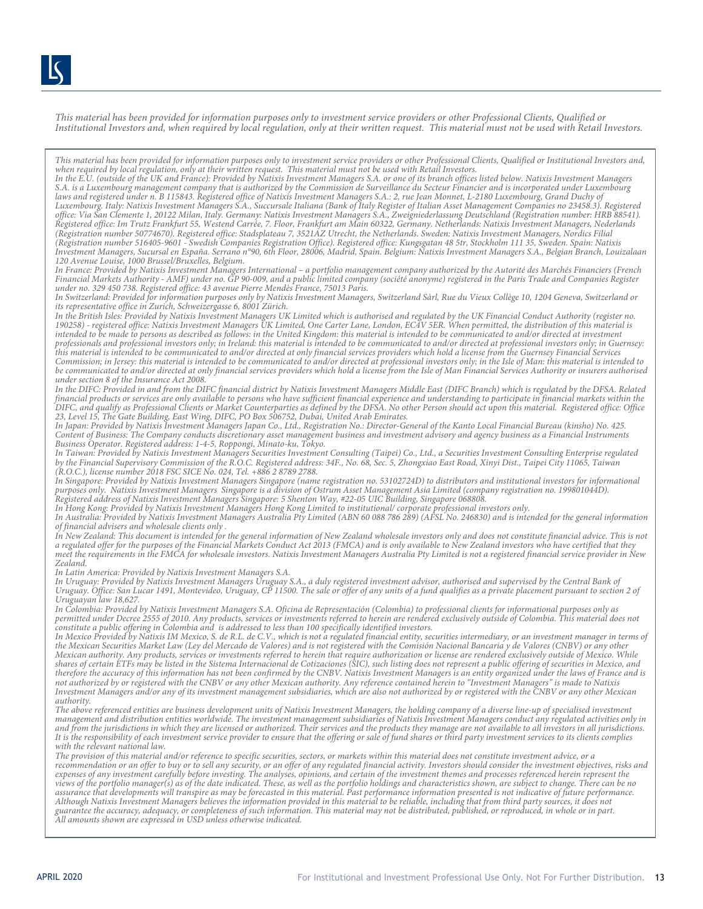*This material has been provided for information purposes only to investment service providers or other Professional Clients, Qualified or Institutional Investors and, when required by local regulation, only at their written request. This material must not be used with Retail Investors.*

*This material has been provided for information purposes only to investment service providers or other Professional Clients, Qualified or Institutional Investors and, when required by local regulation, only at their written request. This material must not be used with Retail Investors.*

*In the E.U. (outside of the UK and France): Provided by Natixis Investment Managers S.A. or one of its branch offices listed below. Natixis Investment Managers S.A. is a Luxembourg management company that is authorized by the Commission de Surveillance du Secteur Financier and is incorporated under Luxembourg laws and registered under n. B 115843. Registered office of Natixis Investment Managers S.A.: 2, rue Jean Monnet, L-2180 Luxembourg, Grand Duchy of Luxembourg. Italy: Natixis Investment Managers S.A., Succursale Italiana (Bank of Italy Register of Italian Asset Management Companies no 23458.3). Registered office: Via San Clemente 1, 20122 Milan, Italy. Germany: Natixis Investment Managers S.A., Zweigniederlassung Deutschland (Registration number: HRB 88541). Registered office: Im Trutz Frankfurt 55, Westend Carrée, 7. Floor, Frankfurt am Main 60322, Germany. Netherlands: Natixis Investment Managers, Nederlands (Registration number 50774670). Registered office: Stadsplateau 7, 3521AZ Utrecht, the Netherlands. Sweden: Natixis Investment Managers, Nordics Filial (Registration number 516405-9601 - Swedish Companies Registration Office). Registered office: Kungsgatan 48 5tr, Stockholm 111 35, Sweden. Spain: Natixis Investment Managers, Sucursal en España. Serrano n°90, 6th Floor, 28006, Madrid, Spain. Belgium: Natixis Investment Managers S.A., Belgian Branch, Louizalaan 120 Avenue Louise, 1000 Brussel/Bruxelles, Belgium.*

*In France: Provided by Natixis Investment Managers International – a portfolio management company authorized by the Autorité des Marchés Financiers (French Financial Markets Authority - AMF) under no. GP 90-009, and a public limited company (société anonyme) registered in the Paris Trade and Companies Register under no. 329 450 738. Registered office: 43 avenue Pierre Mendès France, 75013 Paris.*

*In Switzerland: Provided for information purposes only by Natixis Investment Managers, Switzerland Sàrl, Rue du Vieux Collège 10, 1204 Geneva, Switzerland or its representative office in Zurich, Schweizergasse 6, 8001 Zürich.*

*In the British Isles: Provided by Natixis Investment Managers UK Limited which is authorised and regulated by the UK Financial Conduct Authority (register no. 190258) - registered office: Natixis Investment Managers UK Limited, One Carter Lane, London, EC4V 5ER. When permitted, the distribution of this material is intended to be made to persons as described as follows: in the United Kingdom: this material is intended to be communicated to and/or directed at investment professionals and professional investors only; in Ireland: this material is intended to be communicated to and/or directed at professional investors only; in Guernsey: this material is intended to be communicated to and/or directed at only financial services providers which hold a license from the Guernsey Financial Services Commission; in Jersey: this material is intended to be communicated to and/or directed at professional investors only; in the Isle of Man: this material is intended to be communicated to and/or directed at only financial services providers which hold a license from the Isle of Man Financial Services Authority or insurers authorised under section 8 of the Insurance Act 2008.*

*In the DIFC: Provided in and from the DIFC financial district by Natixis Investment Managers Middle East (DIFC Branch) which is regulated by the DFSA. Related financial products or services are only available to persons who have sufficient financial experience and understanding to participate in financial markets within the DIFC, and qualify as Professional Clients or Market Counterparties as defined by the DFSA. No other Person should act upon this material. Registered office: Office 23, Level 15, The Gate Building, East Wing, DIFC, PO Box 506752, Dubai, United Arab Emirates.*

*In Japan: Provided by Natixis Investment Managers Japan Co., Ltd., Registration No.: Director-General of the Kanto Local Financial Bureau (kinsho) No. 425. Content of Business: The Company conducts discretionary asset management business and investment advisory and agency business as a Financial Instruments Business Operator. Registered address: 1-4-5, Roppongi, Minato-ku, Tokyo.*

*In Taiwan: Provided by Natixis Investment Managers Securities Investment Consulting (Taipei) Co., Ltd., a Securities Investment Consulting Enterprise regulated by the Financial Supervisory Commission of the R.O.C. Registered address: 34F., No. 68, Sec. 5, Zhongxiao East Road, Xinyi Dist., Taipei City 11065, Taiwan (R.O.C.), license number 2018 FSC SICE No. 024, Tel. +886 2 8789 2788.*

*In Singapore: Provided by Natixis Investment Managers Singapore (name registration no. 53102724D) to distributors and institutional investors for informational purposes only. Natixis Investment Managers Singapore is a division of Ostrum Asset Management Asia Limited (company registration no. 199801044D). Registered address of Natixis Investment Managers Singapore: 5 Shenton Way, #22-05 UIC Building, Singapore 068808.*

*In Hong Kong: Provided by Natixis Investment Managers Hong Kong Limited to institutional/ corporate professional investors only.*

*In Australia: Provided by Natixis Investment Managers Australia Pty Limited (ABN 60 088 786 289) (AFSL No. 246830) and is intended for the general information of financial advisers and wholesale clients only .*

*In New Zealand: This document is intended for the general information of New Zealand wholesale investors only and does not constitute financial advice. This is not a regulated offer for the purposes of the Financial Markets Conduct Act 2013 (FMCA) and is only available to New Zealand investors who have certified that they meet the requirements in the FMCA for wholesale investors. Natixis Investment Managers Australia Pty Limited is not a registered financial service provider in New Zealand.*

*In Latin America: Provided by Natixis Investment Managers S.A.*

*In Uruguay: Provided by Natixis Investment Managers Uruguay S.A., a duly registered investment advisor, authorised and supervised by the Central Bank of Uruguay. Office: San Lucar 1491, Montevideo, Uruguay, CP 11500. The sale or offer of any units of a fund qualifies as a private placement pursuant to section 2 of Uruguayan law 18,627.*

*In Colombia: Provided by Natixis Investment Managers S.A. Oficina de Representación (Colombia) to professional clients for informational purposes only as permitted under Decree 2555 of 2010. Any products, services or investments referred to herein are rendered exclusively outside of Colombia. This material does not constitute a public offering in Colombia and is addressed to less than 100 specifically identified investors.*

*In Mexico Provided by Natixis IM Mexico, S. de R.L. de C.V., which is not a regulated financial entity, securities intermediary, or an investment manager in terms of the Mexican Securities Market Law (Ley del Mercado de Valores) and is not registered with the Comisión Nacional Bancaria y de Valores (CNBV) or any other Mexican authority. Any products, services or investments referred to herein that require authorization or license are rendered exclusively outside of Mexico. While shares of certain ETFs may be listed in the Sistema Internacional de Cotizaciones (SIC), such listing does not represent a public offering of securities in Mexico, and therefore the accuracy of this information has not been confirmed by the CNBV. Natixis Investment Managers is an entity organized under the laws of France and is not authorized by or registered with the CNBV or any other Mexican authority. Any reference contained herein to "Investment Managers" is made to Natixis Investment Managers and/or any of its investment management subsidiaries, which are also not authorized by or registered with the CNBV or any other Mexican authority.*

*The above referenced entities are business development units of Natixis Investment Managers, the holding company of a diverse line-up of specialised investment management and distribution entities worldwide. The investment management subsidiaries of Natixis Investment Managers conduct any regulated activities only in and from the jurisdictions in which they are licensed or authorized. Their services and the products they manage are not available to all investors in all jurisdictions. It is the responsibility of each investment service provider to ensure that the offering or sale of fund shares or third party investment services to its clients complies with the relevant national law.*

*The provision of this material and/or reference to specific securities, sectors, or markets within this material does not constitute investment advice, or a recommendation or an offer to buy or to sell any security, or an offer of any regulated financial activity. Investors should consider the investment objectives, risks and expenses of any investment carefully before investing. The analyses, opinions, and certain of the investment themes and processes referenced herein represent the views of the portfolio manager(s) as of the date indicated. These, as well as the portfolio holdings and characteristics shown, are subject to change. There can be no assurance that developments will transpire as may be forecasted in this material. Past performance information presented is not indicative of future performance. Although Natixis Investment Managers believes the information provided in this material to be reliable, including that from third party sources, it does not guarantee the accuracy, adequacy, or completeness of such information. This material may not be distributed, published, or reproduced, in whole or in part. All amounts shown are expressed in USD unless otherwise indicated.*